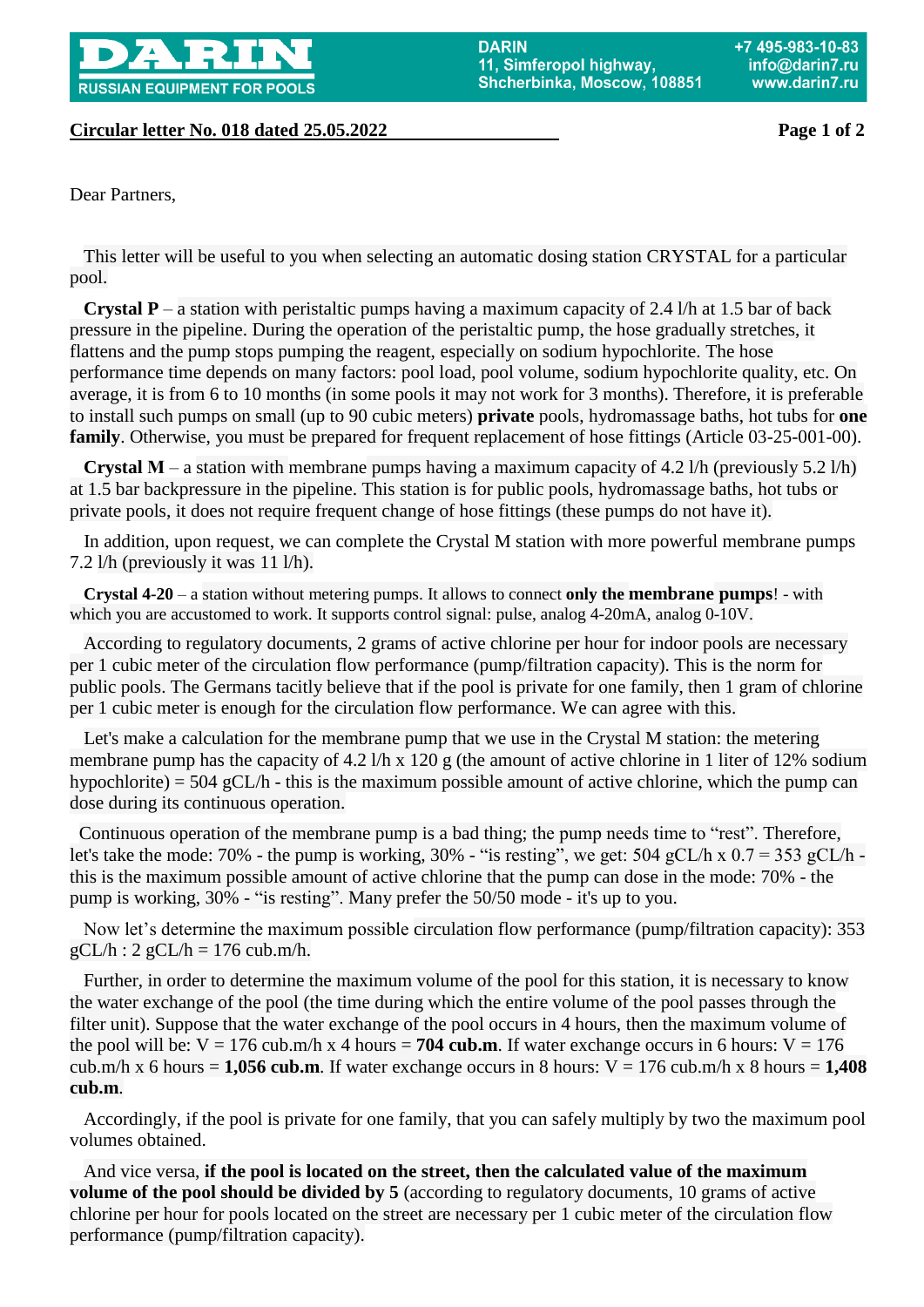**Circular letter No. 018 dated 25.05.2022**

Dear Partners,

This letter will be useful to you when selecting an automatic dosing station CRYSTAL for a particular pool.

**Crystal P** – a station with peristaltic pumps having a maximum capacity of 2.4 l/h at 1.5 bar of back pressure in the pipeline. During the operation of the peristaltic pump, the hose gradually stretches, it flattens and the pump stops pumping the reagent, especially on sodium hypochlorite. The hose performance time depends on many factors: pool load, pool volume, sodium hypochlorite quality, etc. On average, it is from 6 to 10 months (in some pools it may not work for 3 months). Therefore, it is preferable to install such pumps on small (up to 90 cubic meters) **private** pools, hydromassage baths, hot tubs for **one family**. Otherwise, you must be prepared for frequent replacement of hose fittings (Article 03-25-001-00).

**Crystal M** – a station with membrane pumps having a maximum capacity of 4.2 l/h (previously 5.2 l/h) at 1.5 bar backpressure in the pipeline. This station is for public pools, hydromassage baths, hot tubs or private pools, it does not require frequent change of hose fittings (these pumps do not have it).

In addition, upon request, we can complete the Crystal M station with more powerful membrane pumps 7.2 l/h (previously it was 11 l/h).

**Crystal 4-20** – a station without metering pumps. It allows to connect **only the membrane pumps**! - with which you are accustomed to work. It supports control signal: pulse, analog 4-20mA, analog 0-10V.

According to regulatory documents, 2 grams of active chlorine per hour for indoor pools are necessary per 1 cubic meter of the circulation flow performance (pump/filtration capacity). This is the norm for public pools. The Germans tacitly believe that if the pool is private for one family, then 1 gram of chlorine per 1 cubic meter is enough for the circulation flow performance. We can agree with this.

Let's make a calculation for the membrane pump that we use in the Crystal M station: the metering membrane pump has the capacity of 4.2 l/h x 120 g (the amount of active chlorine in 1 liter of 12% sodium hypochlorite) = 504 gCL/h - this is the maximum possible amount of active chlorine, which the pump can dose during its continuous operation.

Continuous operation of the membrane pump is a bad thing; the pump needs time to "rest". Therefore, let's take the mode: 70% - the pump is working, 30% - "is resting", we get: 504 gCL/h x 0.7 = 353 gCL/h - this is the maximum possible amount of active chlorine that the pump can dose in the mode: 70% - the pump is working, 30% - "is resting". Many prefer the 50/50 mode - it's up to you.

Now let's determine the maximum possible circulation flow performance (pump/filtration capacity): 353 gCL/h : 2 gCL/h = 176 cub.m/h.

Further, in order to determine the maximum volume of the pool for this station, it is necessary to know the water exchange of the pool (the time during which the entire volume of the pool passes through the filter unit). Suppose that the water exchange of the pool occurs in 4 hours, then the maximum volume of the pool will be: V = 176 cub.m/h x 4 hours = **704 cub.m**. If water exchange occurs in 6 hours: V = 176 cub.m/h x 6 hours = **1,056 cub.m**. If water exchange occurs in 8 hours: V = 176 cub.m/h x 8 hours = **1,408 cub.m**.

Accordingly, if the pool is private for one family, that you can safely multiply by two the maximum pool volumes obtained.

And vice versa, **if the pool is located on the street, then the calculated value of the maximum volume of the pool should be divided by 5** (according to regulatory documents, 10 grams of active chlorine per hour for pools located on the street are necessary per 1 cubic meter of the circulation flow performance (pump/filtration capacity).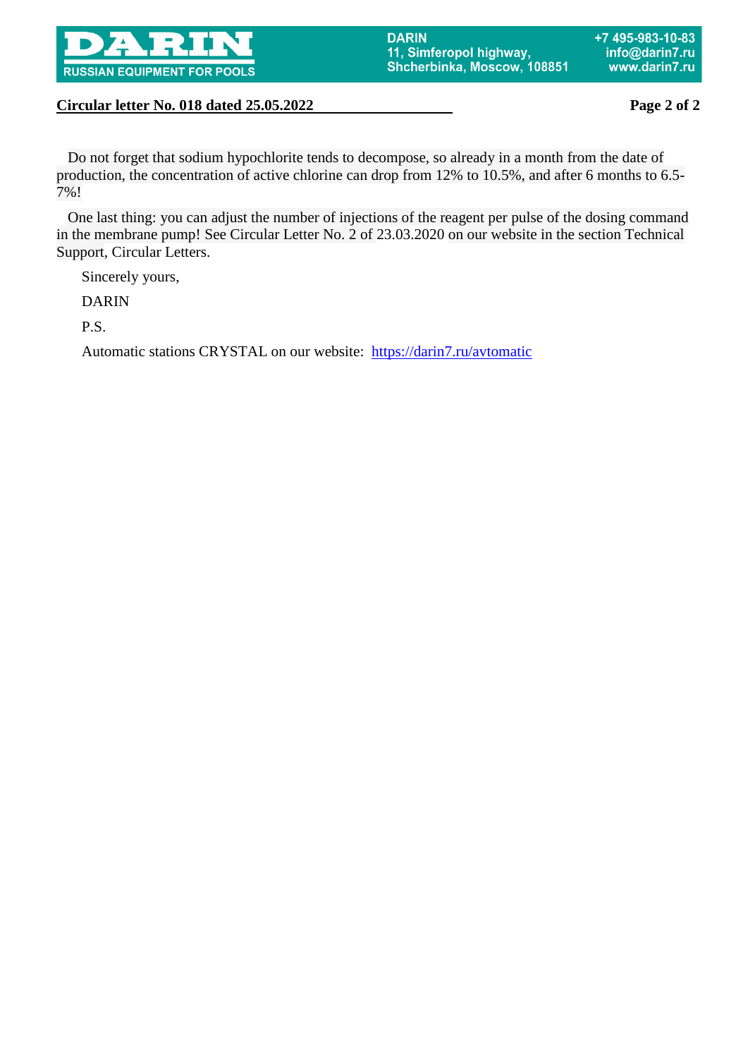Do not forget that sodium hypochlorite tends to decompose, so already in a month from the date of production, the concentration of active chlorine can drop from 12% to 10.5%, and after 6 months to 6.5-7%!

One last thing: you can adjust the number of injections of the reagent per pulse of the dosing command in the membrane pump! See Circular Letter No. 2 of 23.03.2020 on our website in the section Technical Support, Circular Letters.

Sincerely yours,

DARIN

P.S.

Automatic stations CRYSTAL on our website: [https://darin7.ru/avtomatic](https://darin7.ru/avtomatic)